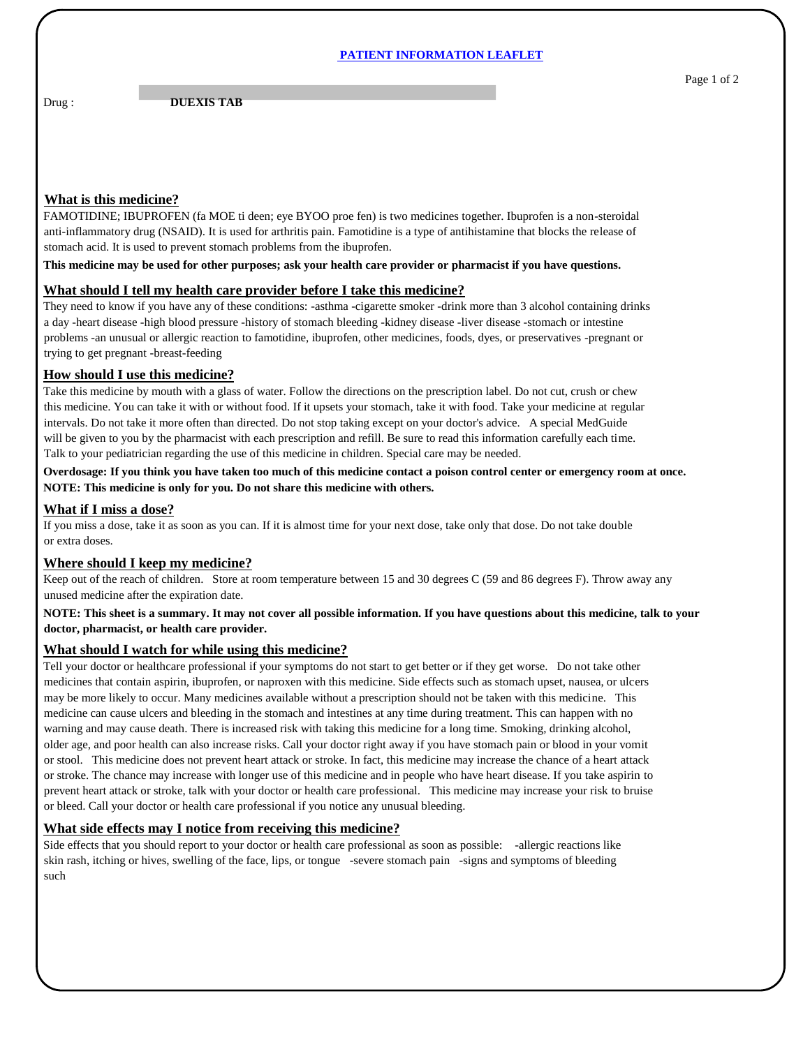# PATIENT INFORMATION LEAFLET

Drug : **DUEXIS TAB**

## What is this medicine?

FAMOTIDINE; IBUPROFEN (fa MOE ti deen; eye BYOO proe fen) is two medicines together. Ibuprofen is a non-steroidal anti-inflammatory drug (NSAID). It is used for arthritis pain. Famotidine is a type of antihistamine that blocks the release of stomach acid. It is used to prevent stomach problems from the ibuprofen.

**This medicine may be used for other purposes; ask your health care provider or pharmacist if you have questions.**

## What should I tell my health care provider before I take this medicine?

They need to know if you have any of these conditions: -asthma -cigarette smoker -drink more than 3 alcohol containing drinks a day -heart disease -high blood pressure -history of stomach bleeding -kidney disease -liver disease -stomach or intestine problems -an unusual or allergic reaction to famotidine, ibuprofen, other medicines, foods, dyes, or preservatives -pregnant or trying to get pregnant -breast-feeding

## How should I use this medicine?

Take this medicine by mouth with a glass of water. Follow the directions on the prescription label. Do not cut, crush or chew this medicine. You can take it with or without food. If it upsets your stomach, take it with food. Take your medicine at regular intervals. Do not take it more often than directed. Do not stop taking except on your doctor's advice. A special MedGuide will be given to you by the pharmacist with each prescription and refill. Be sure to read this information carefully each time. Talk to your pediatrician regarding the use of this medicine in children. Special care may be needed.

**Overdosage: If you think you have taken too much of this medicine contact a poison control center or emergency room at once.**
**NOTE: This medicine is only for you. Do not share this medicine with others.**

## What if I miss a dose?

If you miss a dose, take it as soon as you can. If it is almost time for your next dose, take only that dose. Do not take double or extra doses.

## Where should I keep my medicine?

Keep out of the reach of children. Store at room temperature between 15 and 30 degrees C (59 and 86 degrees F). Throw away any unused medicine after the expiration date.

**NOTE: This sheet is a summary. It may not cover all possible information. If you have questions about this medicine, talk to your doctor, pharmacist, or health care provider.**

## What should I watch for while using this medicine?

Tell your doctor or healthcare professional if your symptoms do not start to get better or if they get worse. Do not take other medicines that contain aspirin, ibuprofen, or naproxen with this medicine. Side effects such as stomach upset, nausea, or ulcers may be more likely to occur. Many medicines available without a prescription should not be taken with this medicine. This medicine can cause ulcers and bleeding in the stomach and intestines at any time during treatment. This can happen with no warning and may cause death. There is increased risk with taking this medicine for a long time. Smoking, drinking alcohol, older age, and poor health can also increase risks. Call your doctor right away if you have stomach pain or blood in your vomit or stool. This medicine does not prevent heart attack or stroke. In fact, this medicine may increase the chance of a heart attack or stroke. The chance may increase with longer use of this medicine and in people who have heart disease. If you take aspirin to prevent heart attack or stroke, talk with your doctor or health care professional. This medicine may increase your risk to bruise or bleed. Call your doctor or health care professional if you notice any unusual bleeding.

## What side effects may I notice from receiving this medicine?

Side effects that you should report to your doctor or health care professional as soon as possible: -allergic reactions like skin rash, itching or hives, swelling of the face, lips, or tongue -severe stomach pain -signs and symptoms of bleeding such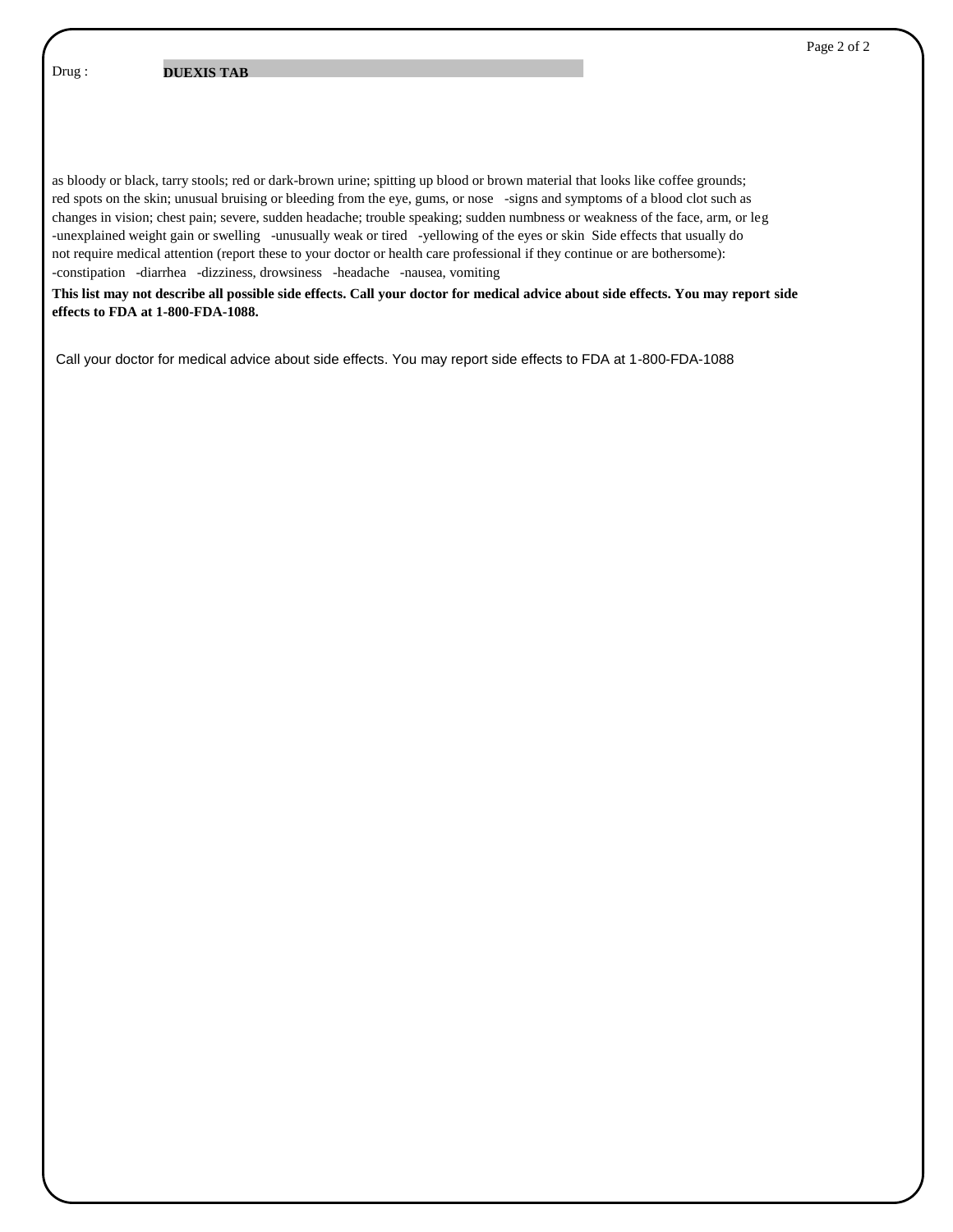Drug : **DUEXIS TAB**

as bloody or black, tarry stools; red or dark-brown urine; spitting up blood or brown material that looks like coffee grounds; red spots on the skin; unusual bruising or bleeding from the eye, gums, or nose -signs and symptoms of a blood clot such as changes in vision; chest pain; severe, sudden headache; trouble speaking; sudden numbness or weakness of the face, arm, or leg -unexplained weight gain or swelling -unusually weak or tired -yellowing of the eyes or skin Side effects that usually do not require medical attention (report these to your doctor or health care professional if they continue or are bothersome): -constipation -diarrhea -dizziness, drowsiness -headache -nausea, vomiting

**This list may not describe all possible side effects. Call your doctor for medical advice about side effects. You may report side effects to FDA at 1-800-FDA-1088.**

Call your doctor for medical advice about side effects. You may report side effects to FDA at 1-800-FDA-1088